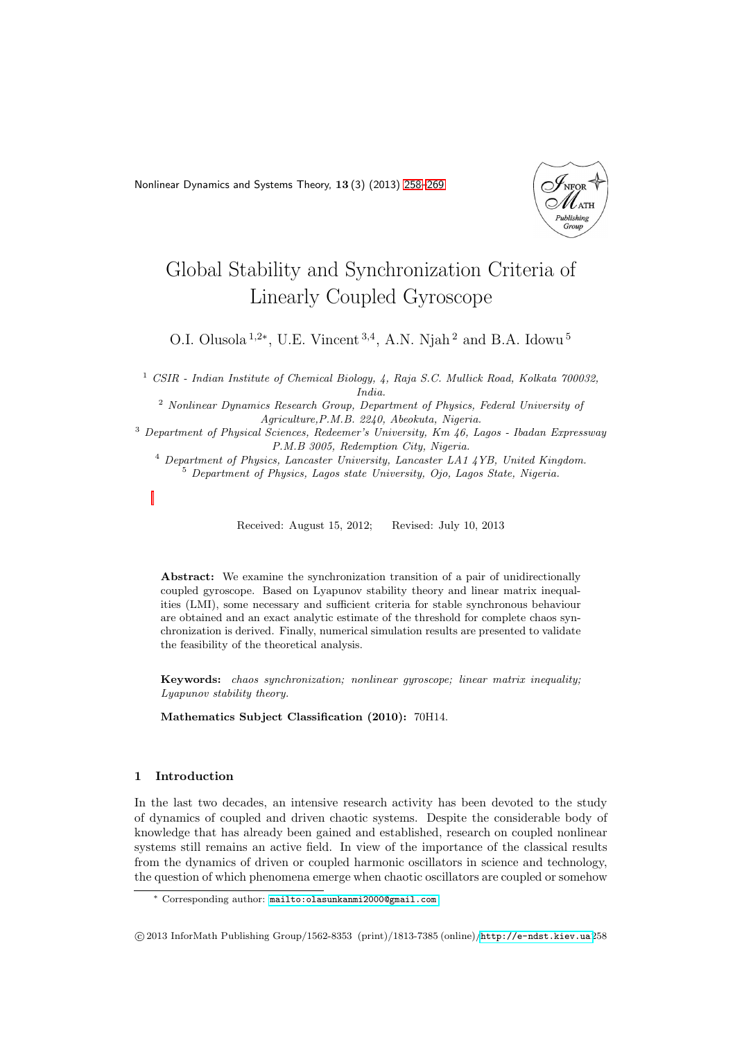# Global Stability and Synchronization Criteria of Linearly Coupled Gyroscope

O.I. Olusola [1,2*], U.E. Vincent [3,4], A.N. Njah [2] and B.A. Idowu [5]

[1] *CSIR - Indian Institute of Chemical Biology, 4, Raja S.C. Mullick Road, Kolkata 700032, India.*

[2] *Nonlinear Dynamics Research Group, Department of Physics, Federal University of Agriculture,P.M.B. 2240, Abeokuta, Nigeria.*

[3] *Department of Physical Sciences, Redeemer's University, Km 46, Lagos - Ibadan Expressway P.M.B 3005, Redemption City, Nigeria.*

[4] *Department of Physics, Lancaster University, Lancaster LA1 4YB, United Kingdom.*

[5] *Department of Physics, Lagos state University, Ojo, Lagos State, Nigeria.*

Received: August 15, 2012; Revised: July 10, 2013

**Abstract:** We examine the synchronization transition of a pair of unidirectionally coupled gyroscope. Based on Lyapunov stability theory and linear matrix inequalities (LMI), some necessary and sufficient criteria for stable synchronous behaviour are obtained and an exact analytic estimate of the threshold for complete chaos synchronization is derived. Finally, numerical simulation results are presented to validate the feasibility of the theoretical analysis.

**Keywords:** *chaos synchronization; nonlinear gyroscope; linear matrix inequality; Lyapunov stability theory.*

**Mathematics Subject Classification (2010):** 70H14.

## 1 Introduction

In the last two decades, an intensive research activity has been devoted to the study of dynamics of coupled and driven chaotic systems. Despite the considerable body of knowledge that has already been gained and established, research on coupled nonlinear systems still remains an active field. In view of the importance of the classical results from the dynamics of driven or coupled harmonic oscillators in science and technology, the question of which phenomena emerge when chaotic oscillators are coupled or somehow

---

* Corresponding author: mailto:olasunkanmi2000@gmail.com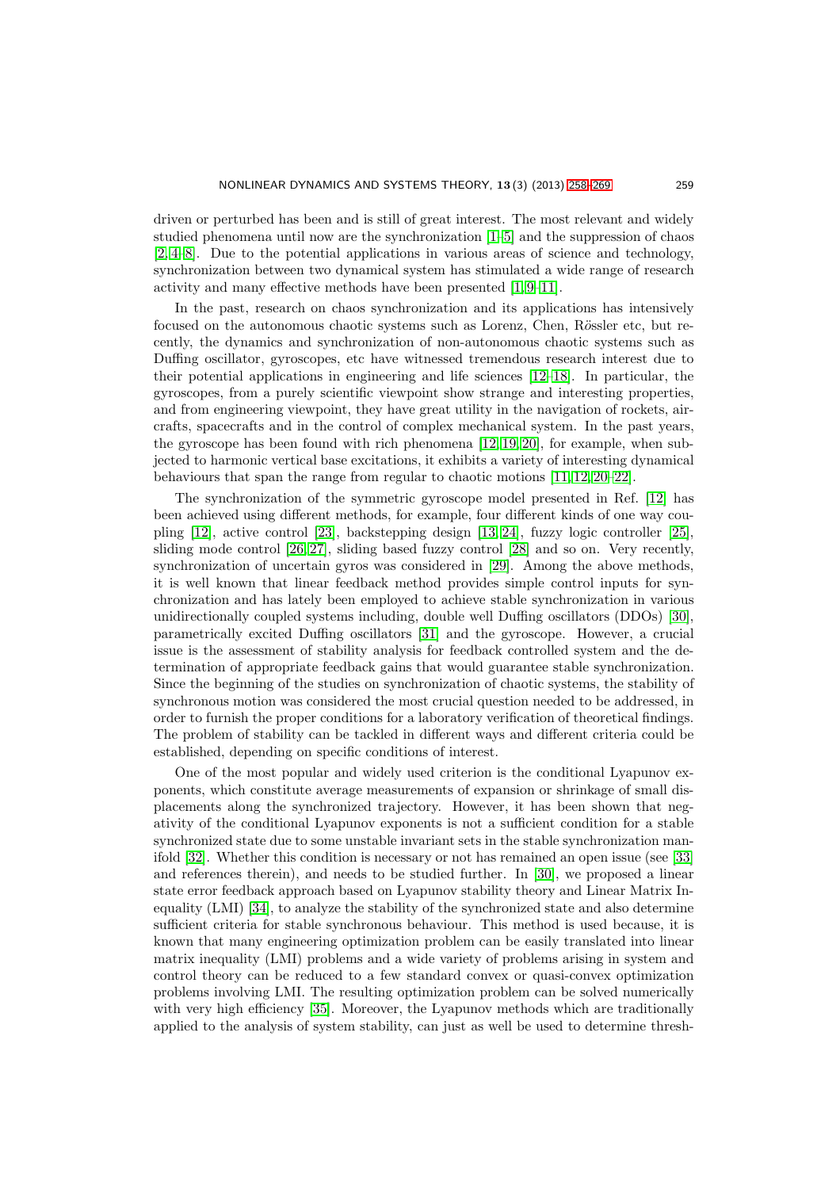driven or perturbed has been and is still of great interest. The most relevant and widely studied phenomena until now are the synchronization [1–5] and the suppression of chaos [2, 4–8]. Due to the potential applications in various areas of science and technology, synchronization between two dynamical system has stimulated a wide range of research activity and many effective methods have been presented [1, 9–11].

In the past, research on chaos synchronization and its applications has intensively focused on the autonomous chaotic systems such as Lorenz, Chen, Rŏssler etc, but recently, the dynamics and synchronization of non-autonomous chaotic systems such as Duffing oscillator, gyroscopes, etc have witnessed tremendous research interest due to their potential applications in engineering and life sciences [12–18]. In particular, the gyroscopes, from a purely scientific viewpoint show strange and interesting properties, and from engineering viewpoint, they have great utility in the navigation of rockets, aircrafts, spacecrafts and in the control of complex mechanical system. In the past years, the gyroscope has been found with rich phenomena [12, 19, 20], for example, when subjected to harmonic vertical base excitations, it exhibits a variety of interesting dynamical behaviours that span the range from regular to chaotic motions [11, 12, 20–22].

The synchronization of the symmetric gyroscope model presented in Ref. [12] has been achieved using different methods, for example, four different kinds of one way coupling [12], active control [23], backstepping design [13, 24], fuzzy logic controller [25], sliding mode control [26, 27], sliding based fuzzy control [28] and so on. Very recently, synchronization of uncertain gyros was considered in [29]. Among the above methods, it is well known that linear feedback method provides simple control inputs for synchronization and has lately been employed to achieve stable synchronization in various unidirectionally coupled systems including, double well Duffing oscillators (DDOs) [30], parametrically excited Duffing oscillators [31] and the gyroscope. However, a crucial issue is the assessment of stability analysis for feedback controlled system and the determination of appropriate feedback gains that would guarantee stable synchronization. Since the beginning of the studies on synchronization of chaotic systems, the stability of synchronous motion was considered the most crucial question needed to be addressed, in order to furnish the proper conditions for a laboratory verification of theoretical findings. The problem of stability can be tackled in different ways and different criteria could be established, depending on specific conditions of interest.

One of the most popular and widely used criterion is the conditional Lyapunov exponents, which constitute average measurements of expansion or shrinkage of small displacements along the synchronized trajectory. However, it has been shown that negativity of the conditional Lyapunov exponents is not a sufficient condition for a stable synchronized state due to some unstable invariant sets in the stable synchronization manifold [32]. Whether this condition is necessary or not has remained an open issue (see [33] and references therein), and needs to be studied further. In [30], we proposed a linear state error feedback approach based on Lyapunov stability theory and Linear Matrix Inequality (LMI) [34], to analyze the stability of the synchronized state and also determine sufficient criteria for stable synchronous behaviour. This method is used because, it is known that many engineering optimization problem can be easily translated into linear matrix inequality (LMI) problems and a wide variety of problems arising in system and control theory can be reduced to a few standard convex or quasi-convex optimization problems involving LMI. The resulting optimization problem can be solved numerically with very high efficiency [35]. Moreover, the Lyapunov methods which are traditionally applied to the analysis of system stability, can just as well be used to determine thresh-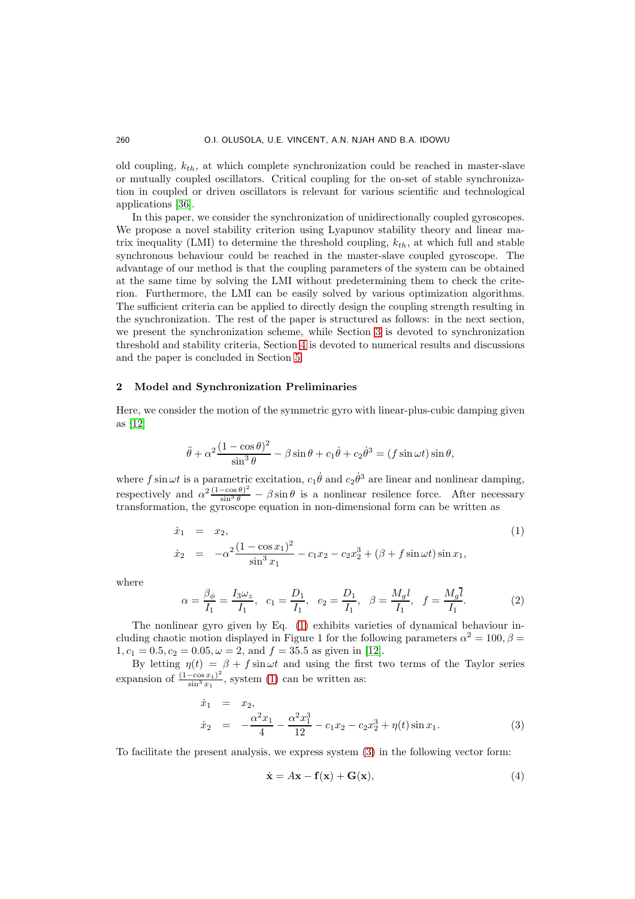old coupling, $k_{th}$, at which complete synchronization could be reached in master-slave or mutually coupled oscillators. Critical coupling for the on-set of stable synchronization in coupled or driven oscillators is relevant for various scientific and technological applications [36].

In this paper, we consider the synchronization of unidirectionally coupled gyroscopes. We propose a novel stability criterion using Lyapunov stability theory and linear matrix inequality (LMI) to determine the threshold coupling, $k_{th}$, at which full and stable synchronous behaviour could be reached in the master-slave coupled gyroscope. The advantage of our method is that the coupling parameters of the system can be obtained at the same time by solving the LMI without predetermining them to check the criterion. Furthermore, the LMI can be easily solved by various optimization algorithms. The sufficient criteria can be applied to directly design the coupling strength resulting in the synchronization. The rest of the paper is structured as follows: in the next section, we present the synchronization scheme, while Section 3 is devoted to synchronization threshold and stability criteria, Section 4 is devoted to numerical results and discussions and the paper is concluded in Section 5.

## 2 Model and Synchronization Preliminaries

Here, we consider the motion of the symmetric gyro with linear-plus-cubic damping given as [12]

$$\ddot{\theta} + \alpha^2 \frac{(1-\cos\theta)^2}{\sin^3\theta} - \beta \sin\theta + c_1\dot{\theta} + c_2\dot{\theta}^3 = (f \sin\omega t)\sin\theta,$$

where $f \sin\omega t$ is a parametric excitation, $c_1\dot{\theta}$ and $c_2\dot{\theta}^3$ are linear and nonlinear damping, respectively and $\alpha^2 \frac{(1-\cos\theta)^2}{\sin^3\theta} - \beta \sin\theta$ is a nonlinear resilence force. After necessary transformation, the gyroscope equation in non-dimensional form can be written as

$$\begin{aligned} \dot{x}_1 &= x_2, \\ \dot{x}_2 &= -\alpha^2 \frac{(1-\cos x_1)^2}{\sin^3 x_1} - c_1 x_2 - c_2 x_2^3 + (\beta + f \sin\omega t)\sin x_1, \end{aligned} \tag{1}$$

where

$$\alpha = \frac{\beta_\phi}{I_1} = \frac{I_3\omega_z}{I_1}, \quad c_1 = \frac{D_1}{I_1}, \quad c_2 = \frac{D_1}{I_1}, \quad \beta = \frac{M_g l}{I_1}, \quad f = \frac{M_g \bar{l}}{I_1}. \tag{2}$$

The nonlinear gyro given by Eq. (1) exhibits varieties of dynamical behaviour including chaotic motion displayed in Figure 1 for the following parameters $\alpha^2 = 100, \beta = 1, c_1 = 0.5, c_2 = 0.05, \omega = 2$, and $f = 35.5$ as given in [12].

By letting $\eta(t) = \beta + f \sin\omega t$ and using the first two terms of the Taylor series expansion of $\frac{(1-\cos x_1)^2}{\sin^3 x_1}$, system (1) can be written as:

$$\begin{aligned} \dot{x}_1 &= x_2, \\ \dot{x}_2 &= -\frac{\alpha^2 x_1}{4} - \frac{\alpha^2 x_1^3}{12} - c_1 x_2 - c_2 x_2^3 + \eta(t)\sin x_1. \end{aligned} \tag{3}$$

To facilitate the present analysis, we express system (3) in the following vector form:

$$\dot{\mathbf{x}} = A\mathbf{x} - \mathbf{f}(\mathbf{x}) + \mathbf{G}(\mathbf{x}), \tag{4}$$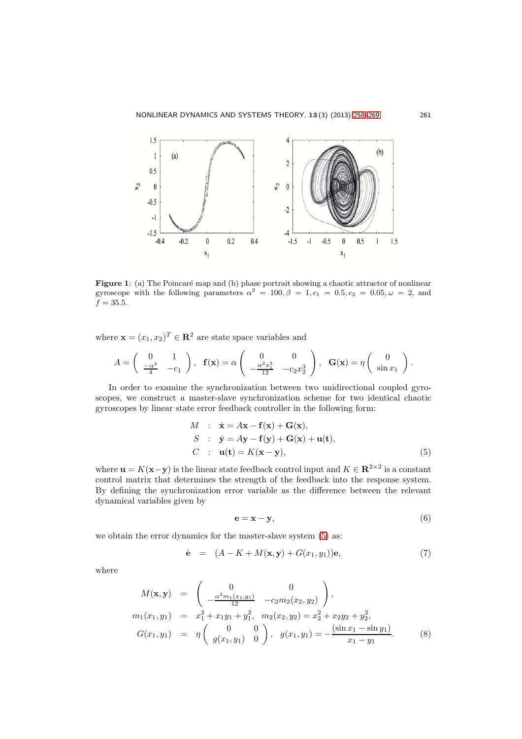**Figure 1**: (a) The Poincaré map and (b) phase portrait showing a chaotic attractor of nonlinear gyroscope with the following parameters $\alpha^2 = 100, \beta = 1, c_1 = 0.5, c_2 = 0.05, \omega = 2$, and $f = 35.5$.

where $\mathbf{x} = (x_1, x_2)^T \in \mathbf{R}^2$ are state space variables and

$$A = \begin{pmatrix} 0 & 1 \\ \frac{-\alpha^2}{4} & -c_1 \end{pmatrix}, \quad \mathbf{f}(\mathbf{x}) = \alpha \begin{pmatrix} 0 & 0 \\ -\frac{\alpha^2 x_1^3}{12} & -c_2 x_2^3 \end{pmatrix}, \quad \mathbf{G}(\mathbf{x}) = \eta \begin{pmatrix} 0 \\ \sin x_1 \end{pmatrix}.$$

In order to examine the synchronization between two unidirectional coupled gyroscopes, we construct a master-slave synchronization scheme for two identical chaotic gyroscopes by linear state error feedback controller in the following form:

$$\begin{aligned} M &: \ \dot{\mathbf{x}} = A\mathbf{x} - \mathbf{f}(\mathbf{x}) + \mathbf{G}(\mathbf{x}), \\ S &: \ \dot{\mathbf{y}} = A\mathbf{y} - \mathbf{f}(\mathbf{y}) + \mathbf{G}(\mathbf{x}) + \mathbf{u}(\mathbf{t}), \\ C &: \ \mathbf{u}(\mathbf{t}) = K(\mathbf{x} - \mathbf{y}), \end{aligned} \tag{5}$$

where $\mathbf{u} = K(\mathbf{x} - \mathbf{y})$ is the linear state feedback control input and $K \in \mathbf{R}^{2\times 2}$ is a constant control matrix that determines the strength of the feedback into the response system. By defining the synchronization error variable as the difference between the relevant dynamical variables given by

$$\mathbf{e} = \mathbf{x} - \mathbf{y}, \tag{6}$$

we obtain the error dynamics for the master-slave system (5) as:

$$\dot{\mathbf{e}} \ = \ (A - K + M(\mathbf{x}, \mathbf{y}) + G(x_1, y_1))\mathbf{e}, \tag{7}$$

where

$$\begin{aligned} M(\mathbf{x}, \mathbf{y}) &= \begin{pmatrix} 0 & 0 \\ -\frac{\alpha^2 m_1(x_1, y_1)}{12} & -c_2 m_2(x_2, y_2) \end{pmatrix}, \\ m_1(x_1, y_1) &= x_1^2 + x_1 y_1 + y_1^2, \quad m_2(x_2, y_2) = x_2^2 + x_2 y_2 + y_2^2, \\ G(x_1, y_1) &= \eta \begin{pmatrix} 0 & 0 \\ g(x_1, y_1) & 0 \end{pmatrix}, \quad g(x_1, y_1) = -\frac{(\sin x_1 - \sin y_1)}{x_1 - y_1}. \end{aligned} \tag{8}$$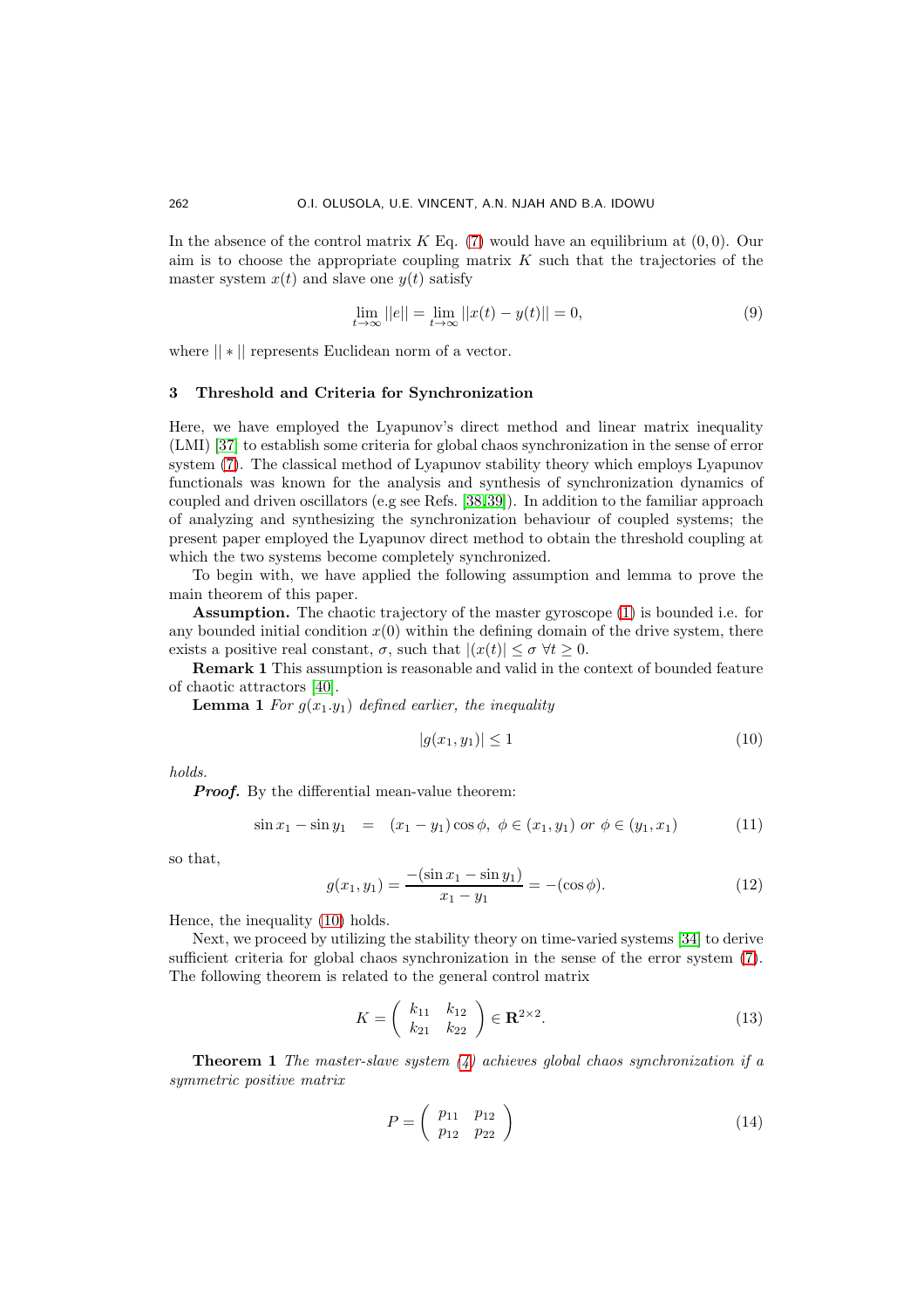In the absence of the control matrix $K$ Eq. (7) would have an equilibrium at $(0, 0)$. Our aim is to choose the appropriate coupling matrix $K$ such that the trajectories of the master system $x(t)$ and slave one $y(t)$ satisfy

$$\lim_{t\to\infty} ||e|| = \lim_{t\to\infty} ||x(t) - y(t)|| = 0, \tag{9}$$

where $|| * ||$ represents Euclidean norm of a vector.

## 3 Threshold and Criteria for Synchronization

Here, we have employed the Lyapunov's direct method and linear matrix inequality (LMI) [37] to establish some criteria for global chaos synchronization in the sense of error system (7). The classical method of Lyapunov stability theory which employs Lyapunov functionals was known for the analysis and synthesis of synchronization dynamics of coupled and driven oscillators (e.g see Refs. [38,39]). In addition to the familiar approach of analyzing and synthesizing the synchronization behaviour of coupled systems; the present paper employed the Lyapunov direct method to obtain the threshold coupling at which the two systems become completely synchronized.

To begin with, we have applied the following assumption and lemma to prove the main theorem of this paper.

**Assumption.** The chaotic trajectory of the master gyroscope (1) is bounded i.e. for any bounded initial condition $x(0)$ within the defining domain of the drive system, there exists a positive real constant, $\sigma$, such that $|(x(t)| \leq \sigma \ \forall t \geq 0$.

**Remark 1** This assumption is reasonable and valid in the context of bounded feature of chaotic attractors [40].

**Lemma 1** *For $g(x_1.y_1)$ defined earlier, the inequality*

$$|g(x_1, y_1)| \leq 1 \tag{10}$$

*holds.*

***Proof.*** By the differential mean-value theorem:

$$\sin x_1 - \sin y_1 \quad = \quad (x_1 - y_1)\cos\phi, \ \phi \in (x_1, y_1) \ or \ \phi \in (y_1, x_1) \tag{11}$$

so that,

$$g(x_1, y_1) = \frac{-(\sin x_1 - \sin y_1)}{x_1 - y_1} = -(\cos\phi). \tag{12}$$

Hence, the inequality (10) holds.

Next, we proceed by utilizing the stability theory on time-varied systems [34] to derive sufficient criteria for global chaos synchronization in the sense of the error system (7). The following theorem is related to the general control matrix

$$K = \begin{pmatrix} k_{11} & k_{12} \\ k_{21} & k_{22} \end{pmatrix} \in \mathbf{R}^{2\times 2}. \tag{13}$$

**Theorem 1** *The master-slave system (4) achieves global chaos synchronization if a symmetric positive matrix*

$$P = \begin{pmatrix} p_{11} & p_{12} \\ p_{12} & p_{22} \end{pmatrix} \tag{14}$$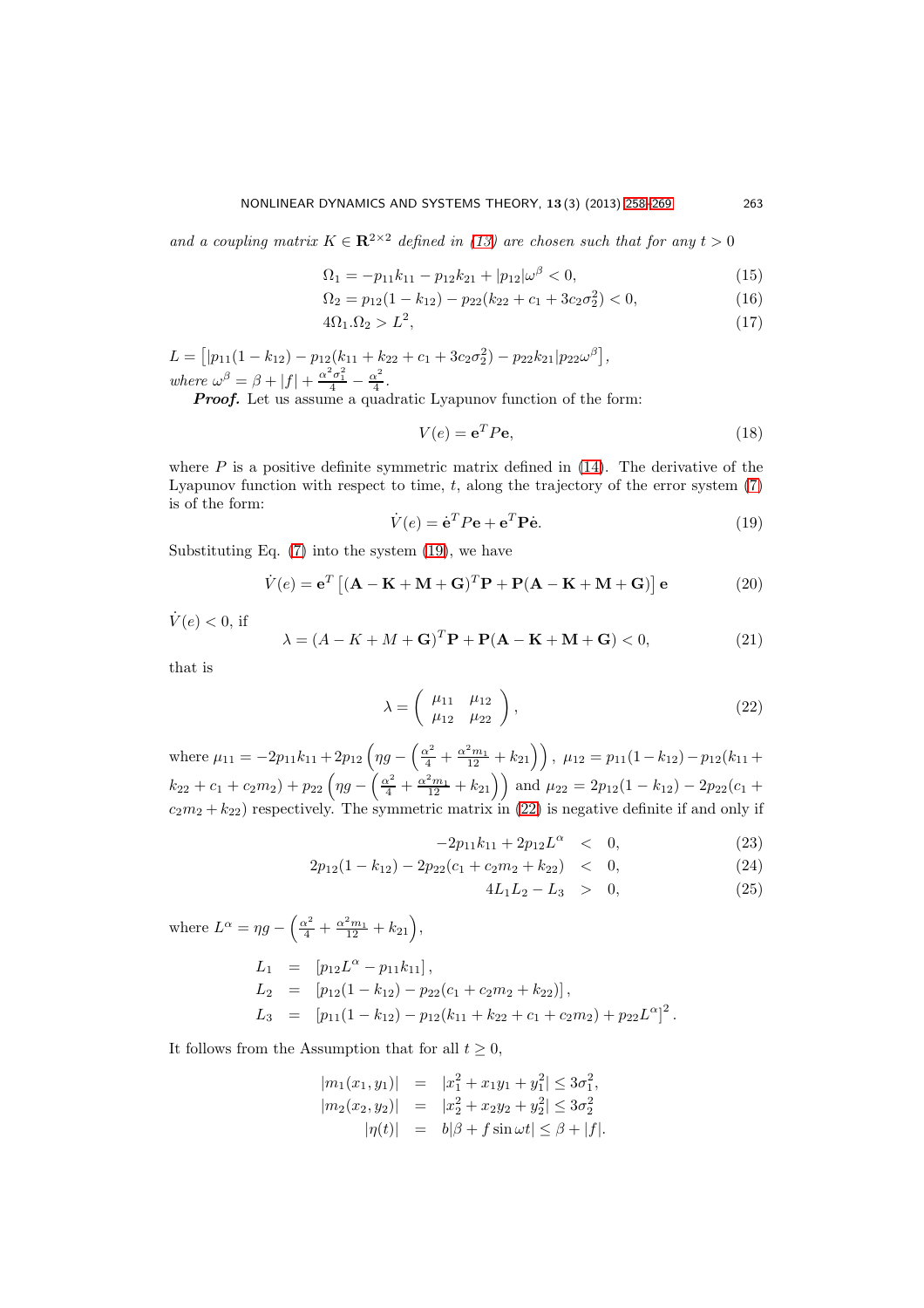*and a coupling matrix* $K \in \mathbf{R}^{2\times 2}$ *defined in (13) are chosen such that for any* $t > 0$

$$\Omega_1 = -p_{11}k_{11} - p_{12}k_{21} + |p_{12}|\omega^{\beta} < 0, \tag{15}$$

$$\Omega_2 = p_{12}(1 - k_{12}) - p_{22}(k_{22} + c_1 + 3c_2\sigma_2^2) < 0, \tag{16}$$

$$4\Omega_1.\Omega_2 > L^2, \tag{17}$$

$L = \left[|p_{11}(1 - k_{12}) - p_{12}(k_{11} + k_{22} + c_1 + 3c_2\sigma_2^2) - p_{22}k_{21}|p_{22}\omega^{\beta}\right],$
*where* $\omega^{\beta} = \beta + |f| + \frac{\alpha^2\sigma_1^2}{4} - \frac{\alpha^2}{4}$.

***Proof.*** Let us assume a quadratic Lyapunov function of the form:

$$V(e) = \mathbf{e}^T P\mathbf{e}, \tag{18}$$

where $P$ is a positive definite symmetric matrix defined in (14). The derivative of the Lyapunov function with respect to time, $t$, along the trajectory of the error system (7) is of the form:

$$\dot{V}(e) = \dot{\mathbf{e}}^T P\mathbf{e} + \mathbf{e}^T\mathbf{P}\dot{\mathbf{e}}. \tag{19}$$

Substituting Eq. (7) into the system (19), we have

$$\dot{V}(e) = \mathbf{e}^T\left[(\mathbf{A} - \mathbf{K} + \mathbf{M} + \mathbf{G})^T\mathbf{P} + \mathbf{P}(\mathbf{A} - \mathbf{K} + \mathbf{M} + \mathbf{G})\right]\mathbf{e} \tag{20}$$

$\dot{V}(e) < 0$, if

$$\lambda = (A - K + M + \mathbf{G})^T\mathbf{P} + \mathbf{P}(\mathbf{A} - \mathbf{K} + \mathbf{M} + \mathbf{G}) < 0, \tag{21}$$

that is

$$\lambda = \begin{pmatrix} \mu_{11} & \mu_{12} \\ \mu_{12} & \mu_{22} \end{pmatrix}, \tag{22}$$

where $\mu_{11} = -2p_{11}k_{11} + 2p_{12}\left(\eta g - \left(\frac{\alpha^2}{4} + \frac{\alpha^2 m_1}{12} + k_{21}\right)\right)$, $\mu_{12} = p_{11}(1 - k_{12}) - p_{12}(k_{11} + k_{22} + c_1 + c_2m_2) + p_{22}\left(\eta g - \left(\frac{\alpha^2}{4} + \frac{\alpha^2 m_1}{12} + k_{21}\right)\right)$ and $\mu_{22} = 2p_{12}(1 - k_{12}) - 2p_{22}(c_1 + c_2m_2 + k_{22})$ respectively. The symmetric matrix in (22) is negative definite if and only if

$$-2p_{11}k_{11} + 2p_{12}L^{\alpha} < 0, \tag{23}$$

$$2p_{12}(1 - k_{12}) - 2p_{22}(c_1 + c_2m_2 + k_{22}) < 0, \tag{24}$$

$$4L_1L_2 - L_3 > 0, \tag{25}$$

where $L^{\alpha} = \eta g - \left(\frac{\alpha^2}{4} + \frac{\alpha^2 m_1}{12} + k_{21}\right)$,

$$\begin{aligned}
L_1 &= \left[p_{12}L^{\alpha} - p_{11}k_{11}\right], \\
L_2 &= \left[p_{12}(1 - k_{12}) - p_{22}(c_1 + c_2m_2 + k_{22})\right], \\
L_3 &= \left[p_{11}(1 - k_{12}) - p_{12}(k_{11} + k_{22} + c_1 + c_2m_2) + p_{22}L^{\alpha}\right]^2.
\end{aligned}$$

It follows from the Assumption that for all $t \geq 0$,

$$\begin{aligned}
|m_1(x_1, y_1)| &= |x_1^2 + x_1y_1 + y_1^2| \leq 3\sigma_1^2, \\
|m_2(x_2, y_2)| &= |x_2^2 + x_2y_2 + y_2^2| \leq 3\sigma_2^2 \\
|\eta(t)| &= b|\beta + f\sin\omega t| \leq \beta + |f|.
\end{aligned}$$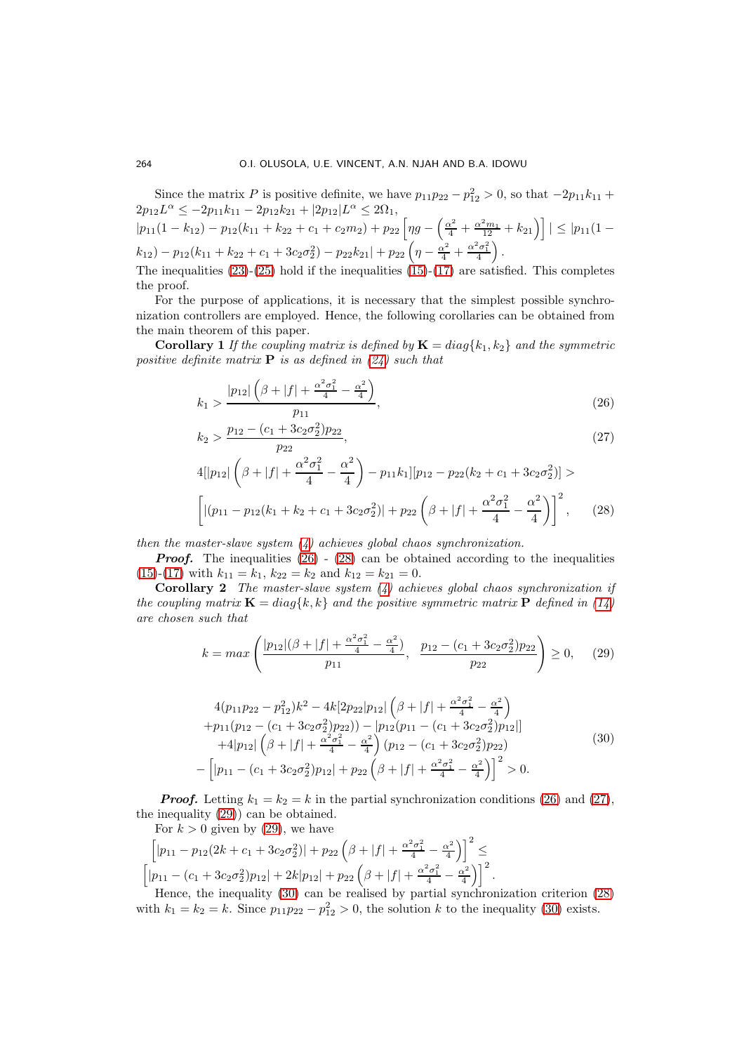Since the matrix $P$ is positive definite, we have $p_{11}p_{22} - p_{12}^2 > 0$, so that $-2p_{11}k_{11} + 2p_{12}L^{\alpha} \leq -2p_{11}k_{11} - 2p_{12}k_{21} + |2p_{12}|L^{\alpha} \leq 2\Omega_1$,
$|p_{11}(1-k_{12}) - p_{12}(k_{11}+k_{22}+c_1+c_2m_2) + p_{22}\left[\eta g - \left(\frac{\alpha^2}{4} + \frac{\alpha^2 m_1}{12} + k_{21}\right)\right]| \leq |p_{11}(1-k_{12}) - p_{12}(k_{11}+k_{22}+c_1+3c_2\sigma_2^2) - p_{22}k_{21}| + p_{22}\left(\eta - \frac{\alpha^2}{4} + \frac{\alpha^2\sigma_1^2}{4}\right)$.
The inequalities (23)-(25) hold if the inequalities (15)-(17) are satisfied. This completes the proof.

For the purpose of applications, it is necessary that the simplest possible synchronization controllers are employed. Hence, the following corollaries can be obtained from the main theorem of this paper.

**Corollary 1** *If the coupling matrix is defined by $\mathbf{K} = diag\{k_1, k_2\}$ and the symmetric positive definite matrix $\mathbf{P}$ is as defined in (24) such that*

$$k_1 > \frac{|p_{12}|\left(\beta + |f| + \frac{\alpha^2\sigma_1^2}{4} - \frac{\alpha^2}{4}\right)}{p_{11}}, \tag{26}$$

$$k_2 > \frac{p_{12} - (c_1 + 3c_2\sigma_2^2)p_{22}}{p_{22}}, \tag{27}$$

$$4[|p_{12}|\left(\beta + |f| + \frac{\alpha^2\sigma_1^2}{4} - \frac{\alpha^2}{4}\right) - p_{11}k_1][p_{12} - p_{22}(k_2 + c_1 + 3c_2\sigma_2^2)] >$$
$$\left[|(p_{11} - p_{12}(k_1 + k_2 + c_1 + 3c_2\sigma_2^2)| + p_{22}\left(\beta + |f| + \frac{\alpha^2\sigma_1^2}{4} - \frac{\alpha^2}{4}\right)\right]^2, \tag{28}$$

*then the master-slave system (4) achieves global chaos synchronization.*

***Proof.*** The inequalities (26) - (28) can be obtained according to the inequalities (15)-(17) with $k_{11} = k_1$, $k_{22} = k_2$ and $k_{12} = k_{21} = 0$.

**Corollary 2** *The master-slave system (4) achieves global chaos synchronization if the coupling matrix $\mathbf{K} = diag\{k, k\}$ and the positive symmetric matrix $\mathbf{P}$ defined in (14) are chosen such that*

$$k = max\left(\frac{|p_{12}|(\beta + |f| + \frac{\alpha^2\sigma_1^2}{4} - \frac{\alpha^2}{4})}{p_{11}}, \ \frac{p_{12} - (c_1 + 3c_2\sigma_2^2)p_{22}}{p_{22}}\right) \geq 0, \tag{29}$$

$$\begin{aligned}
&4(p_{11}p_{22} - p_{12}^2)k^2 - 4k[2p_{22}|p_{12}|\left(\beta + |f| + \tfrac{\alpha^2\sigma_1^2}{4} - \tfrac{\alpha^2}{4}\right) \\
&+p_{11}(p_{12} - (c_1 + 3c_2\sigma_2^2)p_{22})) - |p_{12}(p_{11} - (c_1 + 3c_2\sigma_2^2)p_{12}|] \\
&+4|p_{12}|\left(\beta + |f| + \tfrac{\alpha^2\sigma_1^2}{4} - \tfrac{\alpha^2}{4}\right)(p_{12} - (c_1 + 3c_2\sigma_2^2)p_{22}) \\
&-\left[|p_{11} - (c_1 + 3c_2\sigma_2^2)p_{12}| + p_{22}\left(\beta + |f| + \tfrac{\alpha^2\sigma_1^2}{4} - \tfrac{\alpha^2}{4}\right)\right]^2 > 0.
\end{aligned} \tag{30}$$

***Proof.*** Letting $k_1 = k_2 = k$ in the partial synchronization conditions (26) and (27), the inequality (29)) can be obtained.

For $k > 0$ given by (29), we have
$\left[|p_{11} - p_{12}(2k + c_1 + 3c_2\sigma_2^2)| + p_{22}\left(\beta + |f| + \frac{\alpha^2\sigma_1^2}{4} - \frac{\alpha^2}{4}\right)\right]^2 \leq$
$\left[|p_{11} - (c_1 + 3c_2\sigma_2^2)p_{12}| + 2k|p_{12}| + p_{22}\left(\beta + |f| + \frac{\alpha^2\sigma_1^2}{4} - \frac{\alpha^2}{4}\right)\right]^2$.

Hence, the inequality (30) can be realised by partial synchronization criterion (28) with $k_1 = k_2 = k$. Since $p_{11}p_{22} - p_{12}^2 > 0$, the solution $k$ to the inequality (30) exists.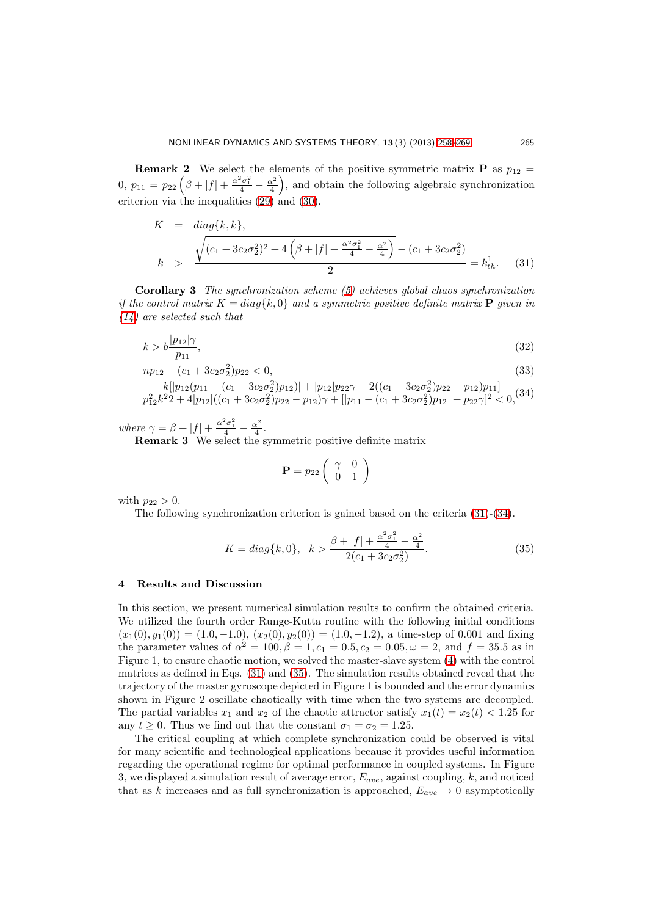**Remark 2** We select the elements of the positive symmetric matrix $\mathbf{P}$ as $p_{12} = 0$, $p_{11} = p_{22}\left(\beta + |f| + \frac{\alpha^2\sigma_1^2}{4} - \frac{\alpha^2}{4}\right)$, and obtain the following algebraic synchronization criterion via the inequalities (29) and (30).

$$
\begin{aligned}
K &= diag\{k, k\}, \\
k &> \frac{\sqrt{(c_1 + 3c_2\sigma_2^2)^2 + 4\left(\beta + |f| + \frac{\alpha^2\sigma_1^2}{4} - \frac{\alpha^2}{4}\right)} - (c_1 + 3c_2\sigma_2^2)}{2} = k_{th}^1.
\end{aligned} \tag{31}
$$

**Corollary 3** *The synchronization scheme (5) achieves global chaos synchronization if the control matrix $K = diag\{k, 0\}$ and a symmetric positive definite matrix $\mathbf{P}$ given in (14) are selected such that*

$$
k > b\frac{|p_{12}|\gamma}{p_{11}}, \tag{32}
$$

$$
np_{12} - (c_1 + 3c_2\sigma_2^2)p_{22} < 0, \tag{33}
$$

$$
\begin{aligned}
&k[|p_{12}(p_{11} - (c_1 + 3c_2\sigma_2^2)p_{12})| + |p_{12}|p_{22}\gamma - 2((c_1 + 3c_2\sigma_2^2)p_{22} - p_{12})p_{11}] \\
&p_{12}^2k^2 2 + 4|p_{12}|((c_1 + 3c_2\sigma_2^2)p_{22} - p_{12})\gamma + [|p_{11} - (c_1 + 3c_2\sigma_2^2)p_{12}| + p_{22}\gamma]^2 < 0,
\end{aligned} \tag{34}
$$

*where* $\gamma = \beta + |f| + \frac{\alpha^2\sigma_1^2}{4} - \frac{\alpha^2}{4}$.

**Remark 3** We select the symmetric positive definite matrix

$$
\mathbf{P} = p_{22}\begin{pmatrix} \gamma & 0 \\ 0 & 1 \end{pmatrix}
$$

with $p_{22} > 0$.

The following synchronization criterion is gained based on the criteria (31)-(34).

$$
K = diag\{k, 0\}, \quad k > \frac{\beta + |f| + \frac{\alpha^2\sigma_1^2}{4} - \frac{\alpha^2}{4}}{2(c_1 + 3c_2\sigma_2^2)}. \tag{35}
$$

## 4 Results and Discussion

In this section, we present numerical simulation results to confirm the obtained criteria. We utilized the fourth order Runge-Kutta routine with the following initial conditions $(x_1(0), y_1(0)) = (1.0, -1.0)$, $(x_2(0), y_2(0)) = (1.0, -1.2)$, a time-step of 0.001 and fixing the parameter values of $\alpha^2 = 100, \beta = 1, c_1 = 0.5, c_2 = 0.05, \omega = 2$, and $f = 35.5$ as in Figure 1, to ensure chaotic motion, we solved the master-slave system (4) with the control matrices as defined in Eqs. (31) and (35). The simulation results obtained reveal that the trajectory of the master gyroscope depicted in Figure 1 is bounded and the error dynamics shown in Figure 2 oscillate chaotically with time when the two systems are decoupled. The partial variables $x_1$ and $x_2$ of the chaotic attractor satisfy $x_1(t) = x_2(t) < 1.25$ for any $t \geq 0$. Thus we find out that the constant $\sigma_1 = \sigma_2 = 1.25$.

The critical coupling at which complete synchronization could be observed is vital for many scientific and technological applications because it provides useful information regarding the operational regime for optimal performance in coupled systems. In Figure 3, we displayed a simulation result of average error, $E_{ave}$, against coupling, $k$, and noticed that as $k$ increases and as full synchronization is approached, $E_{ave} \to 0$ asymptotically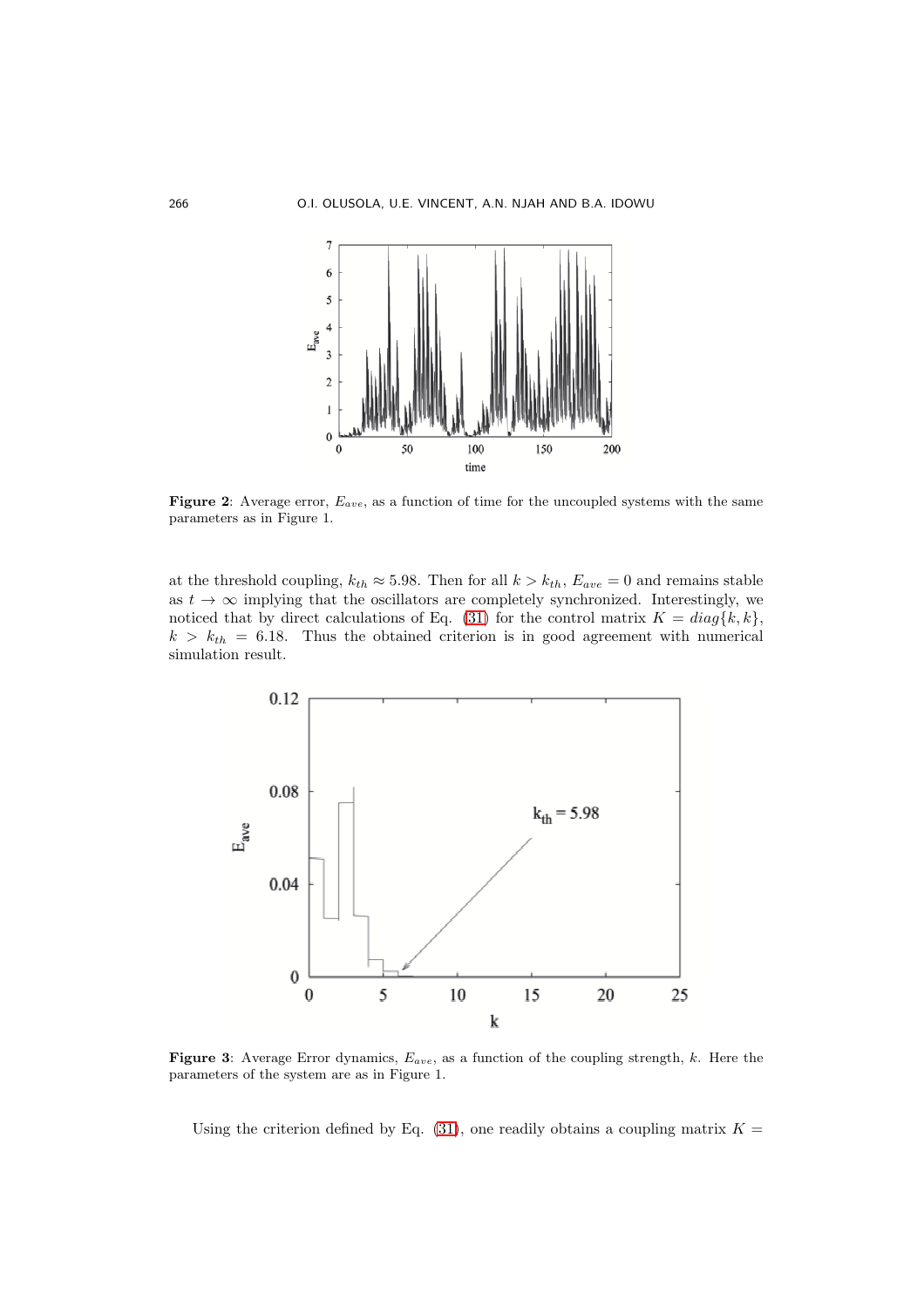**Figure 2**: Average error, $E_{ave}$, as a function of time for the uncoupled systems with the same parameters as in Figure 1.

at the threshold coupling, $k_{th} \approx 5.98$. Then for all $k > k_{th}$, $E_{ave} = 0$ and remains stable as $t \to \infty$ implying that the oscillators are completely synchronized. Interestingly, we noticed that by direct calculations of Eq. (31) for the control matrix $K = diag\{k, k\}$, $k > k_{th} = 6.18$. Thus the obtained criterion is in good agreement with numerical simulation result.

**Figure 3**: Average Error dynamics, $E_{ave}$, as a function of the coupling strength, $k$. Here the parameters of the system are as in Figure 1.

Using the criterion defined by Eq. (31), one readily obtains a coupling matrix $K =$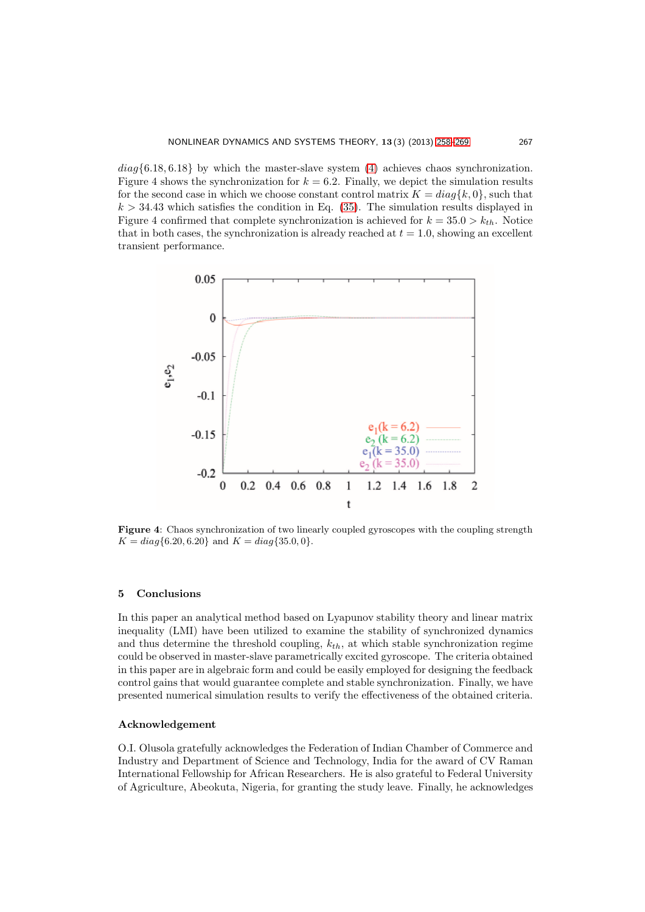$diag\{6.18, 6.18\}$ by which the master-slave system (4) achieves chaos synchronization. Figure 4 shows the synchronization for $k = 6.2$. Finally, we depict the simulation results for the second case in which we choose constant control matrix $K = diag\{k, 0\}$, such that $k > 34.43$ which satisfies the condition in Eq. (35). The simulation results displayed in Figure 4 confirmed that complete synchronization is achieved for $k = 35.0 > k_{th}$. Notice that in both cases, the synchronization is already reached at $t = 1.0$, showing an excellent transient performance.

**Figure 4**: Chaos synchronization of two linearly coupled gyroscopes with the coupling strength $K = diag\{6.20, 6.20\}$ and $K = diag\{35.0, 0\}$.

## 5 Conclusions

In this paper an analytical method based on Lyapunov stability theory and linear matrix inequality (LMI) have been utilized to examine the stability of synchronized dynamics and thus determine the threshold coupling, $k_{th}$, at which stable synchronization regime could be observed in master-slave parametrically excited gyroscope. The criteria obtained in this paper are in algebraic form and could be easily employed for designing the feedback control gains that would guarantee complete and stable synchronization. Finally, we have presented numerical simulation results to verify the effectiveness of the obtained criteria.

### Acknowledgement

O.I. Olusola gratefully acknowledges the Federation of Indian Chamber of Commerce and Industry and Department of Science and Technology, India for the award of CV Raman International Fellowship for African Researchers. He is also grateful to Federal University of Agriculture, Abeokuta, Nigeria, for granting the study leave. Finally, he acknowledges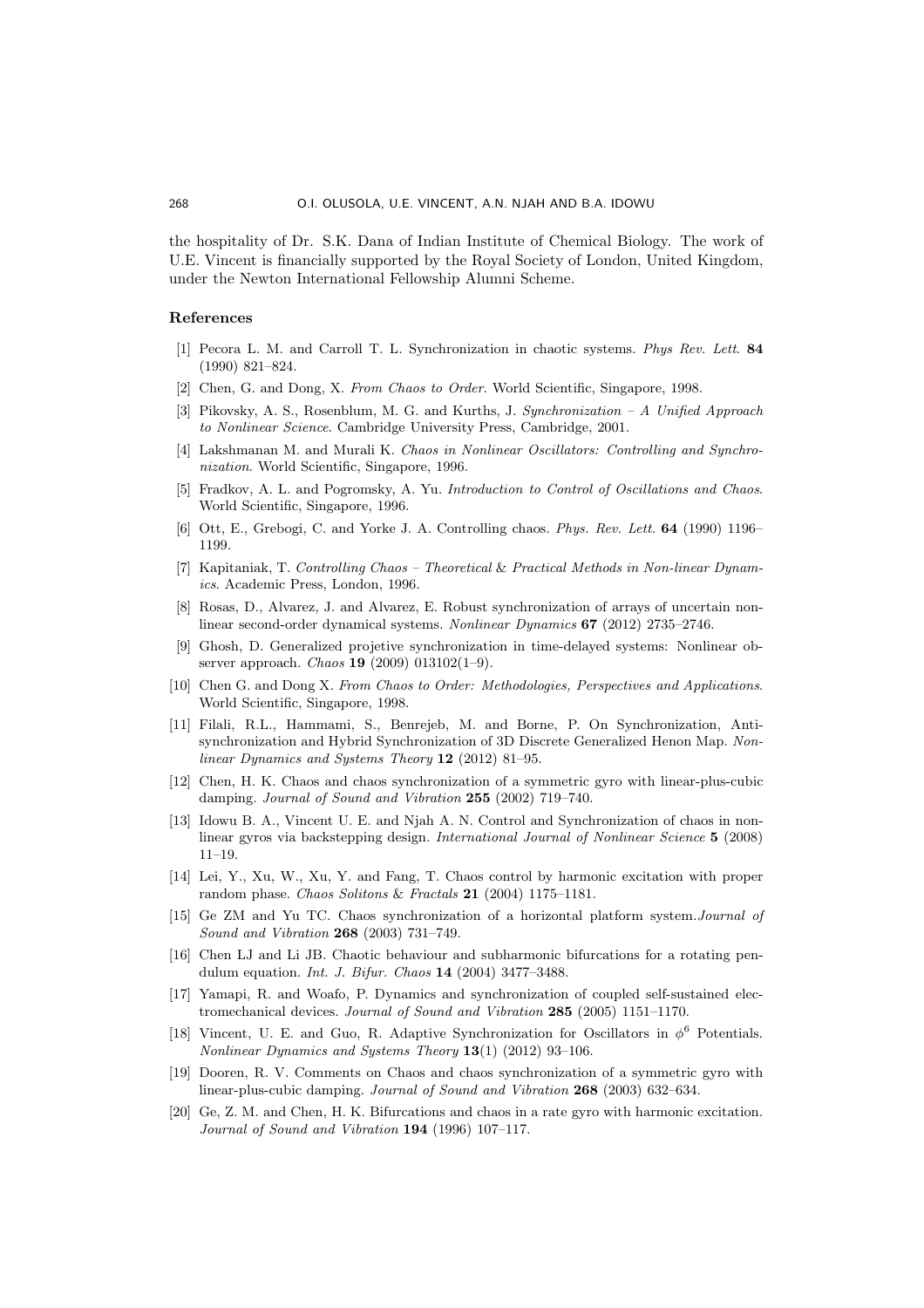the hospitality of Dr. S.K. Dana of Indian Institute of Chemical Biology. The work of U.E. Vincent is financially supported by the Royal Society of London, United Kingdom, under the Newton International Fellowship Alumni Scheme.

## References

[1] Pecora L. M. and Carroll T. L. Synchronization in chaotic systems. *Phys Rev. Lett*. **84** (1990) 821–824.

[2] Chen, G. and Dong, X. *From Chaos to Order*. World Scientific, Singapore, 1998.

[3] Pikovsky, A. S., Rosenblum, M. G. and Kurths, J. *Synchronization – A Unified Approach to Nonlinear Science*. Cambridge University Press, Cambridge, 2001.

[4] Lakshmanan M. and Murali K. *Chaos in Nonlinear Oscillators: Controlling and Synchronization*. World Scientific, Singapore, 1996.

[5] Fradkov, A. L. and Pogromsky, A. Yu. *Introduction to Control of Oscillations and Chaos*. World Scientific, Singapore, 1996.

[6] Ott, E., Grebogi, C. and Yorke J. A. Controlling chaos. *Phys. Rev. Lett.* **64** (1990) 1196–1199.

[7] Kapitaniak, T. *Controlling Chaos – Theoretical & Practical Methods in Non-linear Dynamics*. Academic Press, London, 1996.

[8] Rosas, D., Alvarez, J. and Alvarez, E. Robust synchronization of arrays of uncertain nonlinear second-order dynamical systems. *Nonlinear Dynamics* **67** (2012) 2735–2746.

[9] Ghosh, D. Generalized projetive synchronization in time-delayed systems: Nonlinear observer approach. *Chaos* **19** (2009) 013102(1–9).

[10] Chen G. and Dong X. *From Chaos to Order: Methodologies, Perspectives and Applications*. World Scientific, Singapore, 1998.

[11] Filali, R.L., Hammami, S., Benrejeb, M. and Borne, P. On Synchronization, Antisynchronization and Hybrid Synchronization of 3D Discrete Generalized Henon Map. *Nonlinear Dynamics and Systems Theory* **12** (2012) 81–95.

[12] Chen, H. K. Chaos and chaos synchronization of a symmetric gyro with linear-plus-cubic damping. *Journal of Sound and Vibration* **255** (2002) 719–740.

[13] Idowu B. A., Vincent U. E. and Njah A. N. Control and Synchronization of chaos in nonlinear gyros via backstepping design. *International Journal of Nonlinear Science* **5** (2008) 11–19.

[14] Lei, Y., Xu, W., Xu, Y. and Fang, T. Chaos control by harmonic excitation with proper random phase. *Chaos Solitons & Fractals* **21** (2004) 1175–1181.

[15] Ge ZM and Yu TC. Chaos synchronization of a horizontal platform system.*Journal of Sound and Vibration* **268** (2003) 731–749.

[16] Chen LJ and Li JB. Chaotic behaviour and subharmonic bifurcations for a rotating pendulum equation. *Int. J. Bifur. Chaos* **14** (2004) 3477–3488.

[17] Yamapi, R. and Woafo, P. Dynamics and synchronization of coupled self-sustained electromechanical devices. *Journal of Sound and Vibration* **285** (2005) 1151–1170.

[18] Vincent, U. E. and Guo, R. Adaptive Synchronization for Oscillators in $\phi^6$ Potentials. *Nonlinear Dynamics and Systems Theory* **13**(1) (2012) 93–106.

[19] Dooren, R. V. Comments on Chaos and chaos synchronization of a symmetric gyro with linear-plus-cubic damping. *Journal of Sound and Vibration* **268** (2003) 632–634.

[20] Ge, Z. M. and Chen, H. K. Bifurcations and chaos in a rate gyro with harmonic excitation. *Journal of Sound and Vibration* **194** (1996) 107–117.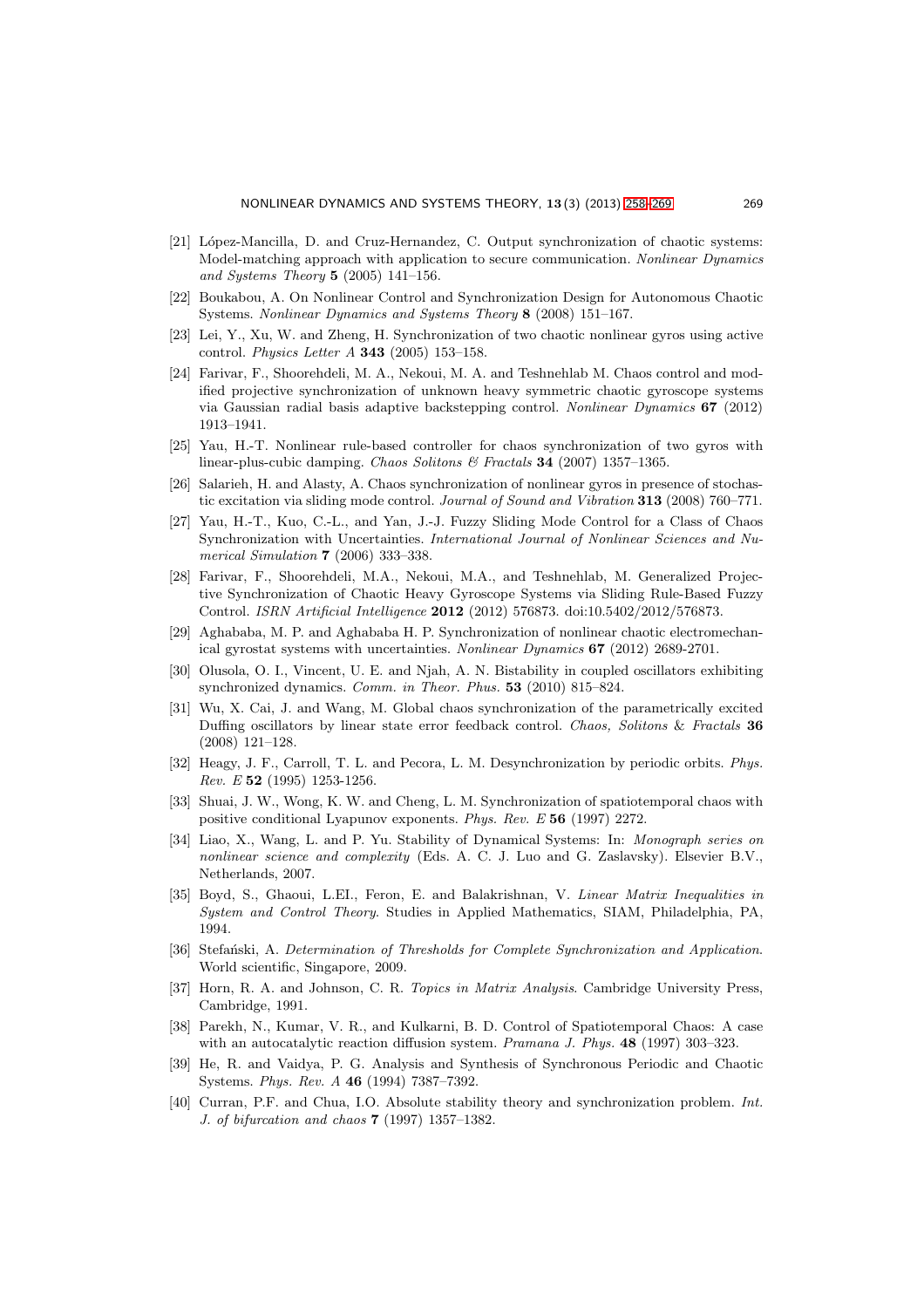[21] López-Mancilla, D. and Cruz-Hernandez, C. Output synchronization of chaotic systems: Model-matching approach with application to secure communication. *Nonlinear Dynamics and Systems Theory* **5** (2005) 141–156.

[22] Boukabou, A. On Nonlinear Control and Synchronization Design for Autonomous Chaotic Systems. *Nonlinear Dynamics and Systems Theory* **8** (2008) 151–167.

[23] Lei, Y., Xu, W. and Zheng, H. Synchronization of two chaotic nonlinear gyros using active control. *Physics Letter A* **343** (2005) 153–158.

[24] Farivar, F., Shoorehdeli, M. A., Nekoui, M. A. and Teshnehlab M. Chaos control and modified projective synchronization of unknown heavy symmetric chaotic gyroscope systems via Gaussian radial basis adaptive backstepping control. *Nonlinear Dynamics* **67** (2012) 1913–1941.

[25] Yau, H.-T. Nonlinear rule-based controller for chaos synchronization of two gyros with linear-plus-cubic damping. *Chaos Solitons & Fractals* **34** (2007) 1357–1365.

[26] Salarieh, H. and Alasty, A. Chaos synchronization of nonlinear gyros in presence of stochastic excitation via sliding mode control. *Journal of Sound and Vibration* **313** (2008) 760–771.

[27] Yau, H.-T., Kuo, C.-L., and Yan, J.-J. Fuzzy Sliding Mode Control for a Class of Chaos Synchronization with Uncertainties. *International Journal of Nonlinear Sciences and Numerical Simulation* **7** (2006) 333–338.

[28] Farivar, F., Shoorehdeli, M.A., Nekoui, M.A., and Teshnehlab, M. Generalized Projective Synchronization of Chaotic Heavy Gyroscope Systems via Sliding Rule-Based Fuzzy Control. *ISRN Artificial Intelligence* **2012** (2012) 576873. doi:10.5402/2012/576873.

[29] Aghababa, M. P. and Aghababa H. P. Synchronization of nonlinear chaotic electromechanical gyrostat systems with uncertainties. *Nonlinear Dynamics* **67** (2012) 2689-2701.

[30] Olusola, O. I., Vincent, U. E. and Njah, A. N. Bistability in coupled oscillators exhibiting synchronized dynamics. *Comm. in Theor. Phus.* **53** (2010) 815–824.

[31] Wu, X. Cai, J. and Wang, M. Global chaos synchronization of the parametrically excited Duffing oscillators by linear state error feedback control. *Chaos, Solitons* & *Fractals* **36** (2008) 121–128.

[32] Heagy, J. F., Carroll, T. L. and Pecora, L. M. Desynchronization by periodic orbits. *Phys. Rev. E* **52** (1995) 1253-1256.

[33] Shuai, J. W., Wong, K. W. and Cheng, L. M. Synchronization of spatiotemporal chaos with positive conditional Lyapunov exponents. *Phys. Rev. E* **56** (1997) 2272.

[34] Liao, X., Wang, L. and P. Yu. Stability of Dynamical Systems: In: *Monograph series on nonlinear science and complexity* (Eds. A. C. J. Luo and G. Zaslavsky). Elsevier B.V., Netherlands, 2007.

[35] Boyd, S., Ghaoui, L.EI., Feron, E. and Balakrishnan, V. *Linear Matrix Inequalities in System and Control Theory*. Studies in Applied Mathematics, SIAM, Philadelphia, PA, 1994.

[36] Stefański, A. *Determination of Thresholds for Complete Synchronization and Application*. World scientific, Singapore, 2009.

[37] Horn, R. A. and Johnson, C. R. *Topics in Matrix Analysis*. Cambridge University Press, Cambridge, 1991.

[38] Parekh, N., Kumar, V. R., and Kulkarni, B. D. Control of Spatiotemporal Chaos: A case with an autocatalytic reaction diffusion system. *Pramana J. Phys.* **48** (1997) 303–323.

[39] He, R. and Vaidya, P. G. Analysis and Synthesis of Synchronous Periodic and Chaotic Systems. *Phys. Rev. A* **46** (1994) 7387–7392.

[40] Curran, P.F. and Chua, I.O. Absolute stability theory and synchronization problem. *Int. J. of bifurcation and chaos* **7** (1997) 1357–1382.